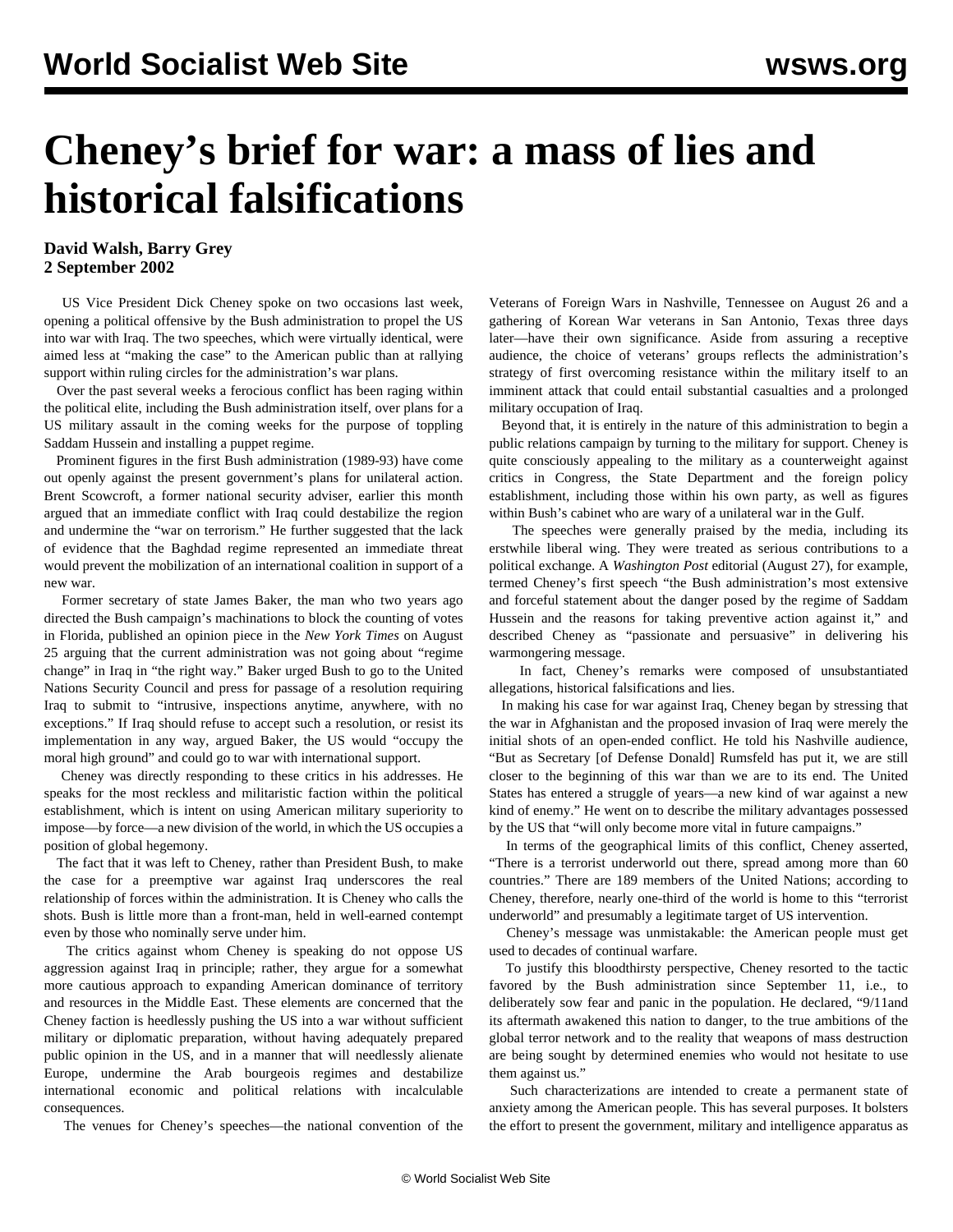# Cheney's brief for war: a mass of lies and historical falsifications

**David Walsh, Barry Grey**
**2 September 2002**

US Vice President Dick Cheney spoke on two occasions last week, opening a political offensive by the Bush administration to propel the US into war with Iraq. The two speeches, which were virtually identical, were aimed less at "making the case" to the American public than at rallying support within ruling circles for the administration's war plans.

Over the past several weeks a ferocious conflict has been raging within the political elite, including the Bush administration itself, over plans for a US military assault in the coming weeks for the purpose of toppling Saddam Hussein and installing a puppet regime.

Prominent figures in the first Bush administration (1989-93) have come out openly against the present government's plans for unilateral action. Brent Scowcroft, a former national security adviser, earlier this month argued that an immediate conflict with Iraq could destabilize the region and undermine the "war on terrorism." He further suggested that the lack of evidence that the Baghdad regime represented an immediate threat would prevent the mobilization of an international coalition in support of a new war.

Former secretary of state James Baker, the man who two years ago directed the Bush campaign's machinations to block the counting of votes in Florida, published an opinion piece in the *New York Times* on August 25 arguing that the current administration was not going about "regime change" in Iraq in "the right way." Baker urged Bush to go to the United Nations Security Council and press for passage of a resolution requiring Iraq to submit to "intrusive, inspections anytime, anywhere, with no exceptions." If Iraq should refuse to accept such a resolution, or resist its implementation in any way, argued Baker, the US would "occupy the moral high ground" and could go to war with international support.

Cheney was directly responding to these critics in his addresses. He speaks for the most reckless and militaristic faction within the political establishment, which is intent on using American military superiority to impose—by force—a new division of the world, in which the US occupies a position of global hegemony.

The fact that it was left to Cheney, rather than President Bush, to make the case for a preemptive war against Iraq underscores the real relationship of forces within the administration. It is Cheney who calls the shots. Bush is little more than a front-man, held in well-earned contempt even by those who nominally serve under him.

The critics against whom Cheney is speaking do not oppose US aggression against Iraq in principle; rather, they argue for a somewhat more cautious approach to expanding American dominance of territory and resources in the Middle East. These elements are concerned that the Cheney faction is heedlessly pushing the US into a war without sufficient military or diplomatic preparation, without having adequately prepared public opinion in the US, and in a manner that will needlessly alienate Europe, undermine the Arab bourgeois regimes and destabilize international economic and political relations with incalculable consequences.

The venues for Cheney's speeches—the national convention of the Veterans of Foreign Wars in Nashville, Tennessee on August 26 and a gathering of Korean War veterans in San Antonio, Texas three days later—have their own significance. Aside from assuring a receptive audience, the choice of veterans' groups reflects the administration's strategy of first overcoming resistance within the military itself to an imminent attack that could entail substantial casualties and a prolonged military occupation of Iraq.

Beyond that, it is entirely in the nature of this administration to begin a public relations campaign by turning to the military for support. Cheney is quite consciously appealing to the military as a counterweight against critics in Congress, the State Department and the foreign policy establishment, including those within his own party, as well as figures within Bush's cabinet who are wary of a unilateral war in the Gulf.

The speeches were generally praised by the media, including its erstwhile liberal wing. They were treated as serious contributions to a political exchange. A *Washington Post* editorial (August 27), for example, termed Cheney's first speech "the Bush administration's most extensive and forceful statement about the danger posed by the regime of Saddam Hussein and the reasons for taking preventive action against it," and described Cheney as "passionate and persuasive" in delivering his warmongering message.

In fact, Cheney's remarks were composed of unsubstantiated allegations, historical falsifications and lies.

In making his case for war against Iraq, Cheney began by stressing that the war in Afghanistan and the proposed invasion of Iraq were merely the initial shots of an open-ended conflict. He told his Nashville audience, "But as Secretary [of Defense Donald] Rumsfeld has put it, we are still closer to the beginning of this war than we are to its end. The United States has entered a struggle of years—a new kind of war against a new kind of enemy." He went on to describe the military advantages possessed by the US that "will only become more vital in future campaigns."

In terms of the geographical limits of this conflict, Cheney asserted, "There is a terrorist underworld out there, spread among more than 60 countries." There are 189 members of the United Nations; according to Cheney, therefore, nearly one-third of the world is home to this "terrorist underworld" and presumably a legitimate target of US intervention.

Cheney's message was unmistakable: the American people must get used to decades of continual warfare.

To justify this bloodthirsty perspective, Cheney resorted to the tactic favored by the Bush administration since September 11, i.e., to deliberately sow fear and panic in the population. He declared, "9/11and its aftermath awakened this nation to danger, to the true ambitions of the global terror network and to the reality that weapons of mass destruction are being sought by determined enemies who would not hesitate to use them against us."

Such characterizations are intended to create a permanent state of anxiety among the American people. This has several purposes. It bolsters the effort to present the government, military and intelligence apparatus as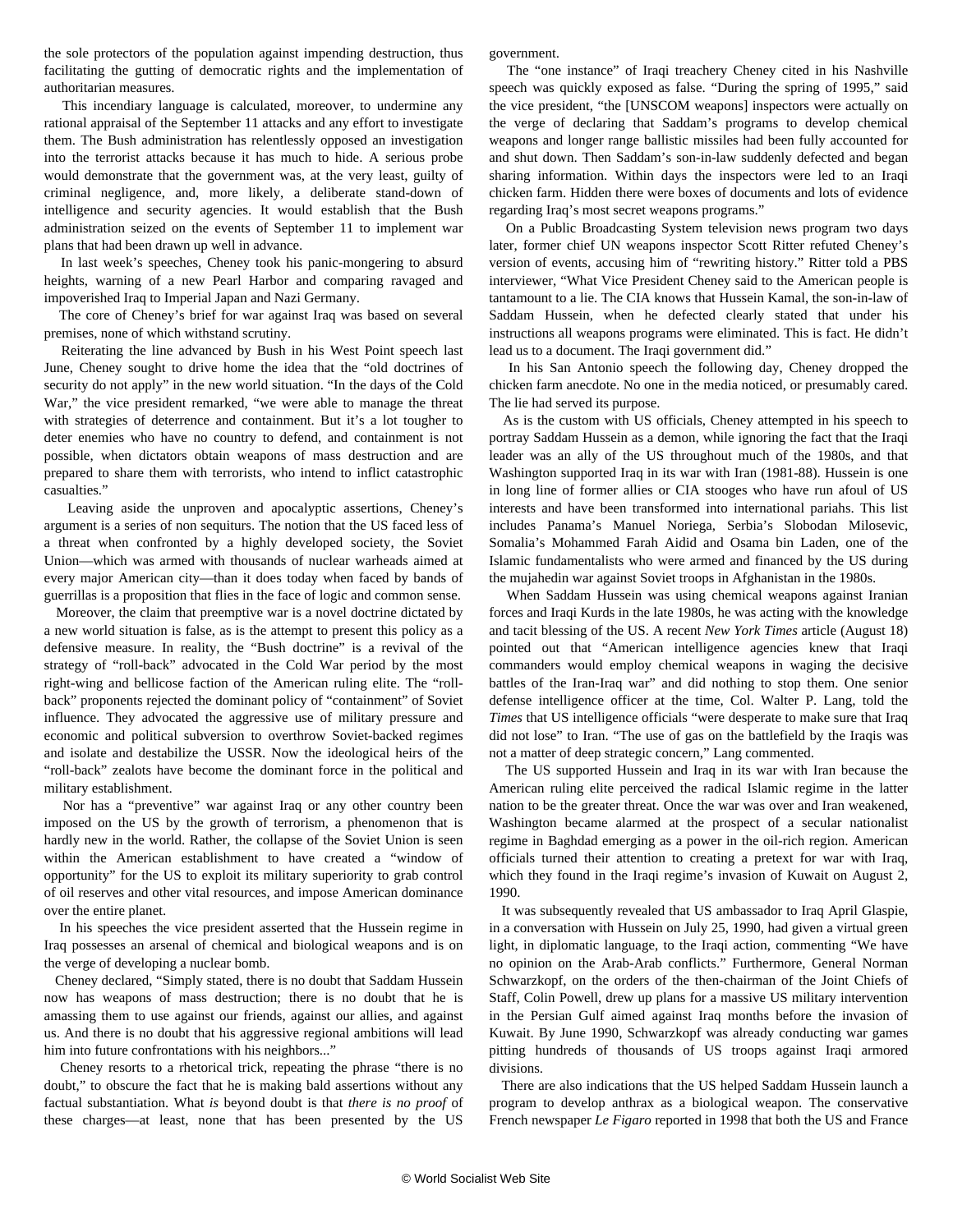the sole protectors of the population against impending destruction, thus facilitating the gutting of democratic rights and the implementation of authoritarian measures.

This incendiary language is calculated, moreover, to undermine any rational appraisal of the September 11 attacks and any effort to investigate them. The Bush administration has relentlessly opposed an investigation into the terrorist attacks because it has much to hide. A serious probe would demonstrate that the government was, at the very least, guilty of criminal negligence, and, more likely, a deliberate stand-down of intelligence and security agencies. It would establish that the Bush administration seized on the events of September 11 to implement war plans that had been drawn up well in advance.

In last week's speeches, Cheney took his panic-mongering to absurd heights, warning of a new Pearl Harbor and comparing ravaged and impoverished Iraq to Imperial Japan and Nazi Germany.

The core of Cheney's brief for war against Iraq was based on several premises, none of which withstand scrutiny.

Reiterating the line advanced by Bush in his West Point speech last June, Cheney sought to drive home the idea that the "old doctrines of security do not apply" in the new world situation. "In the days of the Cold War," the vice president remarked, "we were able to manage the threat with strategies of deterrence and containment. But it's a lot tougher to deter enemies who have no country to defend, and containment is not possible, when dictators obtain weapons of mass destruction and are prepared to share them with terrorists, who intend to inflict catastrophic casualties."

Leaving aside the unproven and apocalyptic assertions, Cheney's argument is a series of non sequiturs. The notion that the US faced less of a threat when confronted by a highly developed society, the Soviet Union—which was armed with thousands of nuclear warheads aimed at every major American city—than it does today when faced by bands of guerrillas is a proposition that flies in the face of logic and common sense.

Moreover, the claim that preemptive war is a novel doctrine dictated by a new world situation is false, as is the attempt to present this policy as a defensive measure. In reality, the "Bush doctrine" is a revival of the strategy of "roll-back" advocated in the Cold War period by the most right-wing and bellicose faction of the American ruling elite. The "roll-back" proponents rejected the dominant policy of "containment" of Soviet influence. They advocated the aggressive use of military pressure and economic and political subversion to overthrow Soviet-backed regimes and isolate and destabilize the USSR. Now the ideological heirs of the "roll-back" zealots have become the dominant force in the political and military establishment.

Nor has a "preventive" war against Iraq or any other country been imposed on the US by the growth of terrorism, a phenomenon that is hardly new in the world. Rather, the collapse of the Soviet Union is seen within the American establishment to have created a "window of opportunity" for the US to exploit its military superiority to grab control of oil reserves and other vital resources, and impose American dominance over the entire planet.

In his speeches the vice president asserted that the Hussein regime in Iraq possesses an arsenal of chemical and biological weapons and is on the verge of developing a nuclear bomb.

Cheney declared, "Simply stated, there is no doubt that Saddam Hussein now has weapons of mass destruction; there is no doubt that he is amassing them to use against our friends, against our allies, and against us. And there is no doubt that his aggressive regional ambitions will lead him into future confrontations with his neighbors..."

Cheney resorts to a rhetorical trick, repeating the phrase "there is no doubt," to obscure the fact that he is making bald assertions without any factual substantiation. What *is* beyond doubt is that *there is no proof* of these charges—at least, none that has been presented by the US government.

The "one instance" of Iraqi treachery Cheney cited in his Nashville speech was quickly exposed as false. "During the spring of 1995," said the vice president, "the [UNSCOM weapons] inspectors were actually on the verge of declaring that Saddam's programs to develop chemical weapons and longer range ballistic missiles had been fully accounted for and shut down. Then Saddam's son-in-law suddenly defected and began sharing information. Within days the inspectors were led to an Iraqi chicken farm. Hidden there were boxes of documents and lots of evidence regarding Iraq's most secret weapons programs."

On a Public Broadcasting System television news program two days later, former chief UN weapons inspector Scott Ritter refuted Cheney's version of events, accusing him of "rewriting history." Ritter told a PBS interviewer, "What Vice President Cheney said to the American people is tantamount to a lie. The CIA knows that Hussein Kamal, the son-in-law of Saddam Hussein, when he defected clearly stated that under his instructions all weapons programs were eliminated. This is fact. He didn't lead us to a document. The Iraqi government did."

In his San Antonio speech the following day, Cheney dropped the chicken farm anecdote. No one in the media noticed, or presumably cared. The lie had served its purpose.

As is the custom with US officials, Cheney attempted in his speech to portray Saddam Hussein as a demon, while ignoring the fact that the Iraqi leader was an ally of the US throughout much of the 1980s, and that Washington supported Iraq in its war with Iran (1981-88). Hussein is one in long line of former allies or CIA stooges who have run afoul of US interests and have been transformed into international pariahs. This list includes Panama's Manuel Noriega, Serbia's Slobodan Milosevic, Somalia's Mohammed Farah Aidid and Osama bin Laden, one of the Islamic fundamentalists who were armed and financed by the US during the mujahedin war against Soviet troops in Afghanistan in the 1980s.

When Saddam Hussein was using chemical weapons against Iranian forces and Iraqi Kurds in the late 1980s, he was acting with the knowledge and tacit blessing of the US. A recent *New York Times* article (August 18) pointed out that "American intelligence agencies knew that Iraqi commanders would employ chemical weapons in waging the decisive battles of the Iran-Iraq war" and did nothing to stop them. One senior defense intelligence officer at the time, Col. Walter P. Lang, told the *Times* that US intelligence officials "were desperate to make sure that Iraq did not lose" to Iran. "The use of gas on the battlefield by the Iraqis was not a matter of deep strategic concern," Lang commented.

The US supported Hussein and Iraq in its war with Iran because the American ruling elite perceived the radical Islamic regime in the latter nation to be the greater threat. Once the war was over and Iran weakened, Washington became alarmed at the prospect of a secular nationalist regime in Baghdad emerging as a power in the oil-rich region. American officials turned their attention to creating a pretext for war with Iraq, which they found in the Iraqi regime's invasion of Kuwait on August 2, 1990.

It was subsequently revealed that US ambassador to Iraq April Glaspie, in a conversation with Hussein on July 25, 1990, had given a virtual green light, in diplomatic language, to the Iraqi action, commenting "We have no opinion on the Arab-Arab conflicts." Furthermore, General Norman Schwarzkopf, on the orders of the then-chairman of the Joint Chiefs of Staff, Colin Powell, drew up plans for a massive US military intervention in the Persian Gulf aimed against Iraq months before the invasion of Kuwait. By June 1990, Schwarzkopf was already conducting war games pitting hundreds of thousands of US troops against Iraqi armored divisions.

There are also indications that the US helped Saddam Hussein launch a program to develop anthrax as a biological weapon. The conservative French newspaper *Le Figaro* reported in 1998 that both the US and France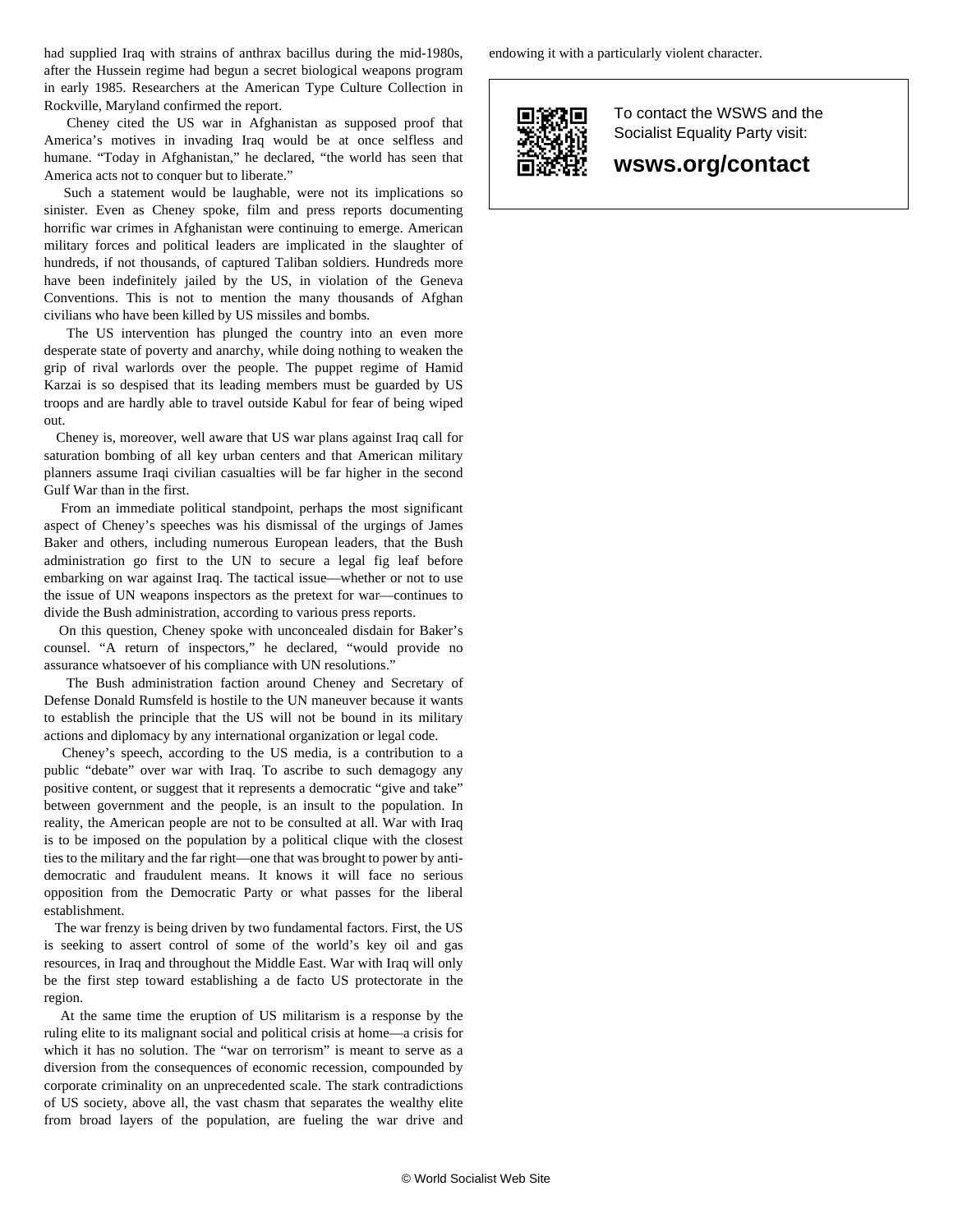had supplied Iraq with strains of anthrax bacillus during the mid-1980s, after the Hussein regime had begun a secret biological weapons program in early 1985. Researchers at the American Type Culture Collection in Rockville, Maryland confirmed the report.

Cheney cited the US war in Afghanistan as supposed proof that America's motives in invading Iraq would be at once selfless and humane. "Today in Afghanistan," he declared, "the world has seen that America acts not to conquer but to liberate."

Such a statement would be laughable, were not its implications so sinister. Even as Cheney spoke, film and press reports documenting horrific war crimes in Afghanistan were continuing to emerge. American military forces and political leaders are implicated in the slaughter of hundreds, if not thousands, of captured Taliban soldiers. Hundreds more have been indefinitely jailed by the US, in violation of the Geneva Conventions. This is not to mention the many thousands of Afghan civilians who have been killed by US missiles and bombs.

The US intervention has plunged the country into an even more desperate state of poverty and anarchy, while doing nothing to weaken the grip of rival warlords over the people. The puppet regime of Hamid Karzai is so despised that its leading members must be guarded by US troops and are hardly able to travel outside Kabul for fear of being wiped out.

Cheney is, moreover, well aware that US war plans against Iraq call for saturation bombing of all key urban centers and that American military planners assume Iraqi civilian casualties will be far higher in the second Gulf War than in the first.

From an immediate political standpoint, perhaps the most significant aspect of Cheney's speeches was his dismissal of the urgings of James Baker and others, including numerous European leaders, that the Bush administration go first to the UN to secure a legal fig leaf before embarking on war against Iraq. The tactical issue—whether or not to use the issue of UN weapons inspectors as the pretext for war—continues to divide the Bush administration, according to various press reports.

On this question, Cheney spoke with unconcealed disdain for Baker's counsel. "A return of inspectors," he declared, "would provide no assurance whatsoever of his compliance with UN resolutions."

The Bush administration faction around Cheney and Secretary of Defense Donald Rumsfeld is hostile to the UN maneuver because it wants to establish the principle that the US will not be bound in its military actions and diplomacy by any international organization or legal code.

Cheney's speech, according to the US media, is a contribution to a public "debate" over war with Iraq. To ascribe to such demagogy any positive content, or suggest that it represents a democratic "give and take" between government and the people, is an insult to the population. In reality, the American people are not to be consulted at all. War with Iraq is to be imposed on the population by a political clique with the closest ties to the military and the far right—one that was brought to power by anti-democratic and fraudulent means. It knows it will face no serious opposition from the Democratic Party or what passes for the liberal establishment.

The war frenzy is being driven by two fundamental factors. First, the US is seeking to assert control of some of the world's key oil and gas resources, in Iraq and throughout the Middle East. War with Iraq will only be the first step toward establishing a de facto US protectorate in the region.

At the same time the eruption of US militarism is a response by the ruling elite to its malignant social and political crisis at home—a crisis for which it has no solution. The "war on terrorism" is meant to serve as a diversion from the consequences of economic recession, compounded by corporate criminality on an unprecedented scale. The stark contradictions of US society, above all, the vast chasm that separates the wealthy elite from broad layers of the population, are fueling the war drive and endowing it with a particularly violent character.

To contact the WSWS and the Socialist Equality Party visit:

**wsws.org/contact**